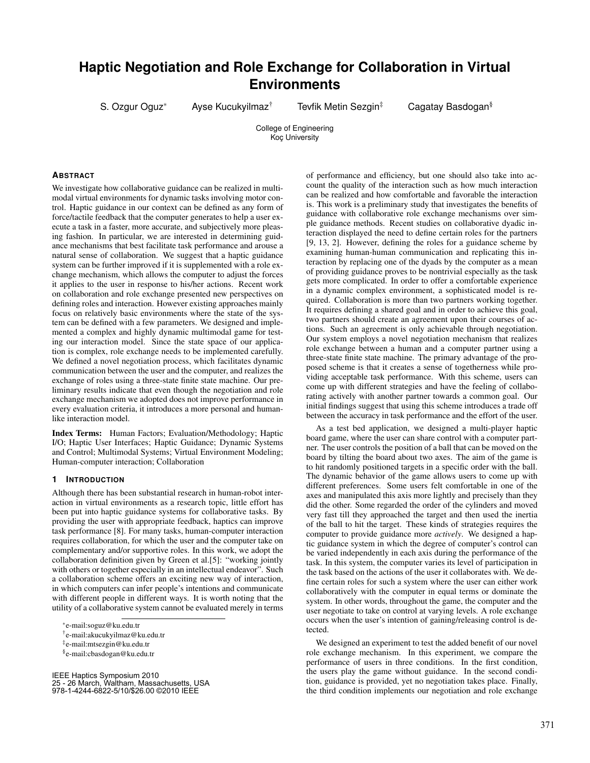# Haptic Negotiation and Role Exchange for Collaboration in Virtual Environments

S. Ozgur Oguz[*] Ayse Kucukyilmaz[†] Tevfik Metin Sezgin[‡] Cagatay Basdogan[§]

College of Engineering
Koç University

## Abstract

We investigate how collaborative guidance can be realized in multi-modal virtual environments for dynamic tasks involving motor control. Haptic guidance in our context can be defined as any form of force/tactile feedback that the computer generates to help a user execute a task in a faster, more accurate, and subjectively more pleasing fashion. In particular, we are interested in determining guidance mechanisms that best facilitate task performance and arouse a natural sense of collaboration. We suggest that a haptic guidance system can be further improved if it is supplemented with a role exchange mechanism, which allows the computer to adjust the forces it applies to the user in response to his/her actions. Recent work on collaboration and role exchange presented new perspectives on defining roles and interaction. However existing approaches mainly focus on relatively basic environments where the state of the system can be defined with a few parameters. We designed and implemented a complex and highly dynamic multimodal game for testing our interaction model. Since the state space of our application is complex, role exchange needs to be implemented carefully. We defined a novel negotiation process, which facilitates dynamic communication between the user and the computer, and realizes the exchange of roles using a three-state finite state machine. Our preliminary results indicate that even though the negotiation and role exchange mechanism we adopted does not improve performance in every evaluation criteria, it introduces a more personal and human-like interaction model.

**Index Terms:** Human Factors; Evaluation/Methodology; Haptic I/O; Haptic User Interfaces; Haptic Guidance; Dynamic Systems and Control; Multimodal Systems; Virtual Environment Modeling; Human-computer interaction; Collaboration

## 1 Introduction

Although there has been substantial research in human-robot interaction in virtual environments as a research topic, little effort has been put into haptic guidance systems for collaborative tasks. By providing the user with appropriate feedback, haptics can improve task performance [8]. For many tasks, human-computer interaction requires collaboration, for which the user and the computer take on complementary and/or supportive roles. In this work, we adopt the collaboration definition given by Green et al.[5]: "working jointly with others or together especially in an intellectual endeavor". Such a collaboration scheme offers an exciting new way of interaction, in which computers can infer people's intentions and communicate with different people in different ways. It is worth noting that the utility of a collaborative system cannot be evaluated merely in terms of performance and efficiency, but one should also take into account the quality of the interaction such as how much interaction can be realized and how comfortable and favorable the interaction is. This work is a preliminary study that investigates the benefits of guidance with collaborative role exchange mechanisms over simple guidance methods. Recent studies on collaborative dyadic interaction displayed the need to define certain roles for the partners [9, 13, 2]. However, defining the roles for a guidance scheme by examining human-human communication and replicating this interaction by replacing one of the dyads by the computer as a mean of providing guidance proves to be nontrivial especially as the task gets more complicated. In order to offer a comfortable experience in a dynamic complex environment, a sophisticated model is required. Collaboration is more than two partners working together. It requires defining a shared goal and in order to achieve this goal, two partners should create an agreement upon their courses of actions. Such an agreement is only achievable through negotiation. Our system employs a novel negotiation mechanism that realizes role exchange between a human and a computer partner using a three-state finite state machine. The primary advantage of the proposed scheme is that it creates a sense of togetherness while providing acceptable task performance. With this scheme, users can come up with different strategies and have the feeling of collaborating actively with another partner towards a common goal. Our initial findings suggest that using this scheme introduces a trade off between the accuracy in task performance and the effort of the user.

As a test bed application, we designed a multi-player haptic board game, where the user can share control with a computer partner. The user controls the position of a ball that can be moved on the board by tilting the board about two axes. The aim of the game is to hit randomly positioned targets in a specific order with the ball. The dynamic behavior of the game allows users to come up with different preferences. Some users felt comfortable in one of the axes and manipulated this axis more lightly and precisely than they did the other. Some regarded the order of the cylinders and moved very fast till they approached the target and then used the inertia of the ball to hit the target. These kinds of strategies requires the computer to provide guidance more *actively*. We designed a haptic guidance system in which the degree of computer's control can be varied independently in each axis during the performance of the task. In this system, the computer varies its level of participation in the task based on the actions of the user it collaborates with. We define certain roles for such a system where the user can either work collaboratively with the computer in equal terms or dominate the system. In other words, throughout the game, the computer and the user negotiate to take on control at varying levels. A role exchange occurs when the user's intention of gaining/releasing control is detected.

We designed an experiment to test the added benefit of our novel role exchange mechanism. In this experiment, we compare the performance of users in three conditions. In the first condition, the users play the game without guidance. In the second condition, guidance is provided, yet no negotiation takes place. Finally, the third condition implements our negotiation and role exchange

[*]e-mail:soguz@ku.edu.tr
[†]e-mail:akucukyilmaz@ku.edu.tr
[‡]e-mail:mtsezgin@ku.edu.tr
[§]e-mail:cbasdogan@ku.edu.tr

IEEE Haptics Symposium 2010
25 - 26 March, Waltham, Massachusetts, USA
978-1-4244-6822-5/10/$26.00 ©2010 IEEE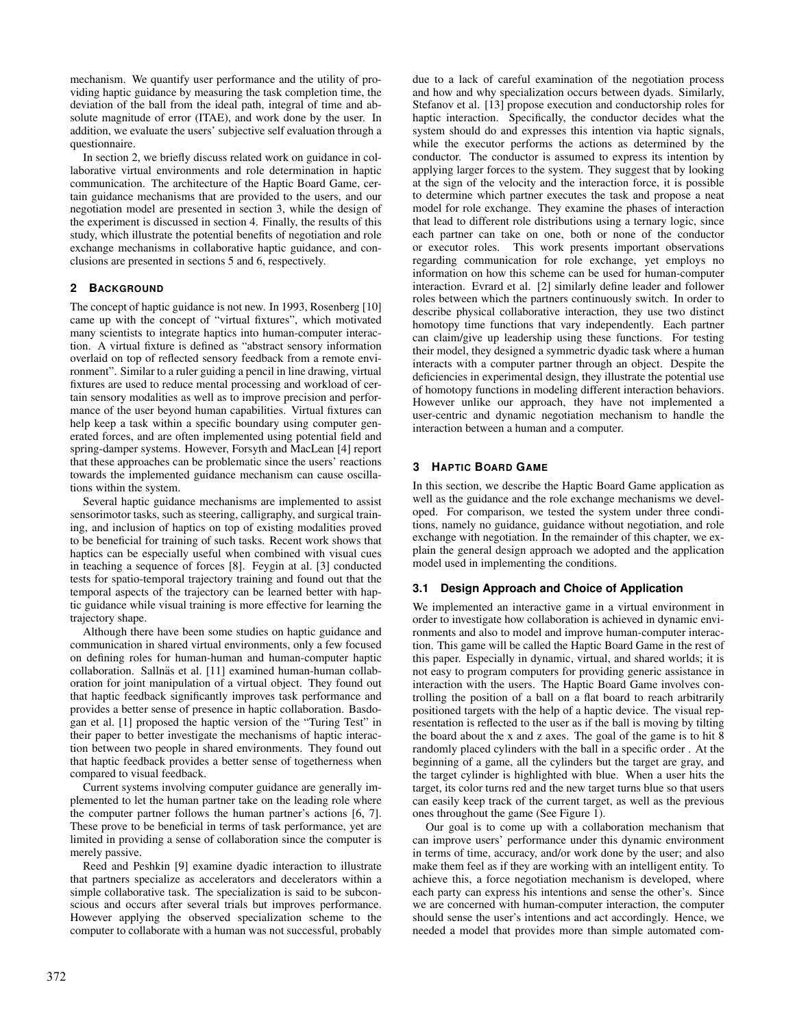mechanism. We quantify user performance and the utility of providing haptic guidance by measuring the task completion time, the deviation of the ball from the ideal path, integral of time and absolute magnitude of error (ITAE), and work done by the user. In addition, we evaluate the users' subjective self evaluation through a questionnaire.

In section 2, we briefly discuss related work on guidance in collaborative virtual environments and role determination in haptic communication. The architecture of the Haptic Board Game, certain guidance mechanisms that are provided to the users, and our negotiation model are presented in section 3, while the design of the experiment is discussed in section 4. Finally, the results of this study, which illustrate the potential benefits of negotiation and role exchange mechanisms in collaborative haptic guidance, and conclusions are presented in sections 5 and 6, respectively.

## 2 Background

The concept of haptic guidance is not new. In 1993, Rosenberg [10] came up with the concept of "virtual fixtures", which motivated many scientists to integrate haptics into human-computer interaction. A virtual fixture is defined as "abstract sensory information overlaid on top of reflected sensory feedback from a remote environment". Similar to a ruler guiding a pencil in line drawing, virtual fixtures are used to reduce mental processing and workload of certain sensory modalities as well as to improve precision and performance of the user beyond human capabilities. Virtual fixtures can help keep a task within a specific boundary using computer generated forces, and are often implemented using potential field and spring-damper systems. However, Forsyth and MacLean [4] report that these approaches can be problematic since the users' reactions towards the implemented guidance mechanism can cause oscillations within the system.

Several haptic guidance mechanisms are implemented to assist sensorimotor tasks, such as steering, calligraphy, and surgical training, and inclusion of haptics on top of existing modalities proved to be beneficial for training of such tasks. Recent work shows that haptics can be especially useful when combined with visual cues in teaching a sequence of forces [8]. Feygin at al. [3] conducted tests for spatio-temporal trajectory training and found out that the temporal aspects of the trajectory can be learned better with haptic guidance while visual training is more effective for learning the trajectory shape.

Although there have been some studies on haptic guidance and communication in shared virtual environments, only a few focused on defining roles for human-human and human-computer haptic collaboration. Sallnäs et al. [11] examined human-human collaboration for joint manipulation of a virtual object. They found out that haptic feedback significantly improves task performance and provides a better sense of presence in haptic collaboration. Basdogan et al. [1] proposed the haptic version of the "Turing Test" in their paper to better investigate the mechanisms of haptic interaction between two people in shared environments. They found out that haptic feedback provides a better sense of togetherness when compared to visual feedback.

Current systems involving computer guidance are generally implemented to let the human partner take on the leading role where the computer partner follows the human partner's actions [6, 7]. These prove to be beneficial in terms of task performance, yet are limited in providing a sense of collaboration since the computer is merely passive.

Reed and Peshkin [9] examine dyadic interaction to illustrate that partners specialize as accelerators and decelerators within a simple collaborative task. The specialization is said to be subconscious and occurs after several trials but improves performance. However applying the observed specialization scheme to the computer to collaborate with a human was not successful, probably due to a lack of careful examination of the negotiation process and how and why specialization occurs between dyads. Similarly, Stefanov et al. [13] propose execution and conductorship roles for haptic interaction. Specifically, the conductor decides what the system should do and expresses this intention via haptic signals, while the executor performs the actions as determined by the conductor. The conductor is assumed to express its intention by applying larger forces to the system. They suggest that by looking at the sign of the velocity and the interaction force, it is possible to determine which partner executes the task and propose a neat model for role exchange. They examine the phases of interaction that lead to different role distributions using a ternary logic, since each partner can take on one, both or none of the conductor or executor roles. This work presents important observations regarding communication for role exchange, yet employs no information on how this scheme can be used for human-computer interaction. Evrard et al. [2] similarly define leader and follower roles between which the partners continuously switch. In order to describe physical collaborative interaction, they use two distinct homotopy time functions that vary independently. Each partner can claim/give up leadership using these functions. For testing their model, they designed a symmetric dyadic task where a human interacts with a computer partner through an object. Despite the deficiencies in experimental design, they illustrate the potential use of homotopy functions in modeling different interaction behaviors. However unlike our approach, they have not implemented a user-centric and dynamic negotiation mechanism to handle the interaction between a human and a computer.

## 3 Haptic Board Game

In this section, we describe the Haptic Board Game application as well as the guidance and the role exchange mechanisms we developed. For comparison, we tested the system under three conditions, namely no guidance, guidance without negotiation, and role exchange with negotiation. In the remainder of this chapter, we explain the general design approach we adopted and the application model used in implementing the conditions.

### 3.1 Design Approach and Choice of Application

We implemented an interactive game in a virtual environment in order to investigate how collaboration is achieved in dynamic environments and also to model and improve human-computer interaction. This game will be called the Haptic Board Game in the rest of this paper. Especially in dynamic, virtual, and shared worlds; it is not easy to program computers for providing generic assistance in interaction with the users. The Haptic Board Game involves controlling the position of a ball on a flat board to reach arbitrarily positioned targets with the help of a haptic device. The visual representation is reflected to the user as if the ball is moving by tilting the board about the x and z axes. The goal of the game is to hit 8 randomly placed cylinders with the ball in a specific order . At the beginning of a game, all the cylinders but the target are gray, and the target cylinder is highlighted with blue. When a user hits the target, its color turns red and the new target turns blue so that users can easily keep track of the current target, as well as the previous ones throughout the game (See Figure 1).

Our goal is to come up with a collaboration mechanism that can improve users' performance under this dynamic environment in terms of time, accuracy, and/or work done by the user; and also make them feel as if they are working with an intelligent entity. To achieve this, a force negotiation mechanism is developed, where each party can express his intentions and sense the other's. Since we are concerned with human-computer interaction, the computer should sense the user's intentions and act accordingly. Hence, we needed a model that provides more than simple automated com-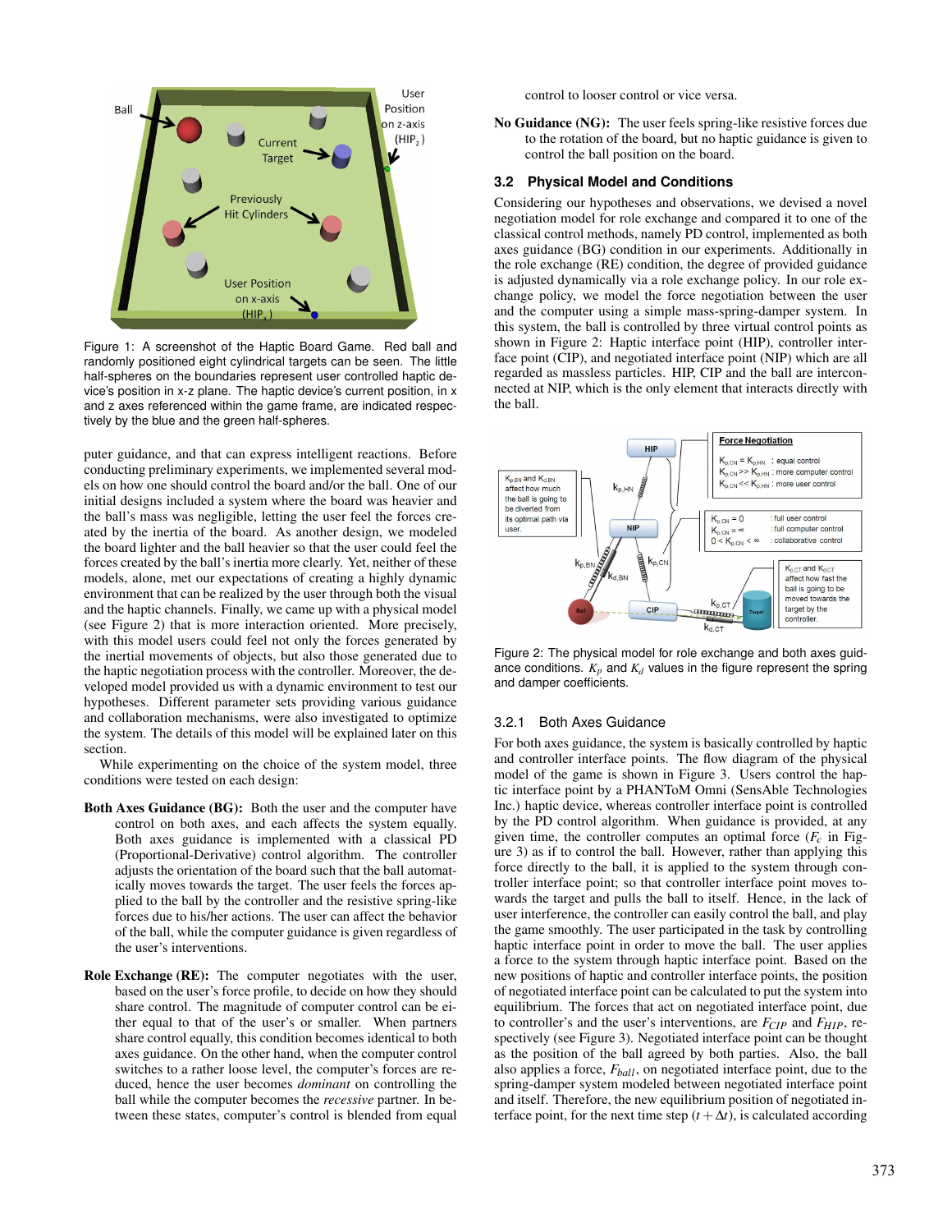Figure 1: A screenshot of the Haptic Board Game. Red ball and randomly positioned eight cylindrical targets can be seen. The little half-spheres on the boundaries represent user controlled haptic device's position in x-z plane. The haptic device's current position, in x and z axes referenced within the game frame, are indicated respectively by the blue and the green half-spheres.

puter guidance, and that can express intelligent reactions. Before conducting preliminary experiments, we implemented several models on how one should control the board and/or the ball. One of our initial designs included a system where the board was heavier and the ball's mass was negligible, letting the user feel the forces created by the inertia of the board. As another design, we modeled the board lighter and the ball heavier so that the user could feel the forces created by the ball's inertia more clearly. Yet, neither of these models, alone, met our expectations of creating a highly dynamic environment that can be realized by the user through both the visual and the haptic channels. Finally, we came up with a physical model (see Figure 2) that is more interaction oriented. More precisely, with this model users could feel not only the forces generated by the inertial movements of objects, but also those generated due to the haptic negotiation process with the controller. Moreover, the developed model provided us with a dynamic environment to test our hypotheses. Different parameter sets providing various guidance and collaboration mechanisms, were also investigated to optimize the system. The details of this model will be explained later on this section.

While experimenting on the choice of the system model, three conditions were tested on each design:

**Both Axes Guidance (BG):** Both the user and the computer have control on both axes, and each affects the system equally. Both axes guidance is implemented with a classical PD (Proportional-Derivative) control algorithm. The controller adjusts the orientation of the board such that the ball automatically moves towards the target. The user feels the forces applied to the ball by the controller and the resistive spring-like forces due to his/her actions. The user can affect the behavior of the ball, while the computer guidance is given regardless of the user's interventions.

**Role Exchange (RE):** The computer negotiates with the user, based on the user's force profile, to decide on how they should share control. The magnitude of computer control can be either equal to that of the user's or smaller. When partners share control equally, this condition becomes identical to both axes guidance. On the other hand, when the computer control switches to a rather loose level, the computer's forces are reduced, hence the user becomes *dominant* on controlling the ball while the computer becomes the *recessive* partner. In between these states, computer's control is blended from equal control to looser control or vice versa.

**No Guidance (NG):** The user feels spring-like resistive forces due to the rotation of the board, but no haptic guidance is given to control the ball position on the board.

### 3.2 Physical Model and Conditions

Considering our hypotheses and observations, we devised a novel negotiation model for role exchange and compared it to one of the classical control methods, namely PD control, implemented as both axes guidance (BG) condition in our experiments. Additionally in the role exchange (RE) condition, the degree of provided guidance is adjusted dynamically via a role exchange policy. In our role exchange policy, we model the force negotiation between the user and the computer using a simple mass-spring-damper system. In this system, the ball is controlled by three virtual control points as shown in Figure 2: Haptic interface point (HIP), controller interface point (CIP), and negotiated interface point (NIP) which are all regarded as massless particles. HIP, CIP and the ball are interconnected at NIP, which is the only element that interacts directly with the ball.

Figure 2: The physical model for role exchange and both axes guidance conditions. $K_p$ and $K_d$ values in the figure represent the spring and damper coefficients.

#### 3.2.1 Both Axes Guidance

For both axes guidance, the system is basically controlled by haptic and controller interface points. The flow diagram of the physical model of the game is shown in Figure 3. Users control the haptic interface point by a PHANToM Omni (SensAble Technologies Inc.) haptic device, whereas controller interface point is controlled by the PD control algorithm. When guidance is provided, at any given time, the controller computes an optimal force ($F_c$ in Figure 3) as if to control the ball. However, rather than applying this force directly to the ball, it is applied to the system through controller interface point; so that controller interface point moves towards the target and pulls the ball to itself. Hence, in the lack of user interference, the controller can easily control the ball, and play the game smoothly. The user participated in the task by controlling haptic interface point in order to move the ball. The user applies a force to the system through haptic interface point. Based on the new positions of haptic and controller interface points, the position of negotiated interface point can be calculated to put the system into equilibrium. The forces that act on negotiated interface point, due to controller's and the user's interventions, are $F_{CIP}$ and $F_{HIP}$, respectively (see Figure 3). Negotiated interface point can be thought as the position of the ball agreed by both parties. Also, the ball also applies a force, $F_{ball}$, on negotiated interface point, due to the spring-damper system modeled between negotiated interface point and itself. Therefore, the new equilibrium position of negotiated interface point, for the next time step $(t+\Delta t)$, is calculated according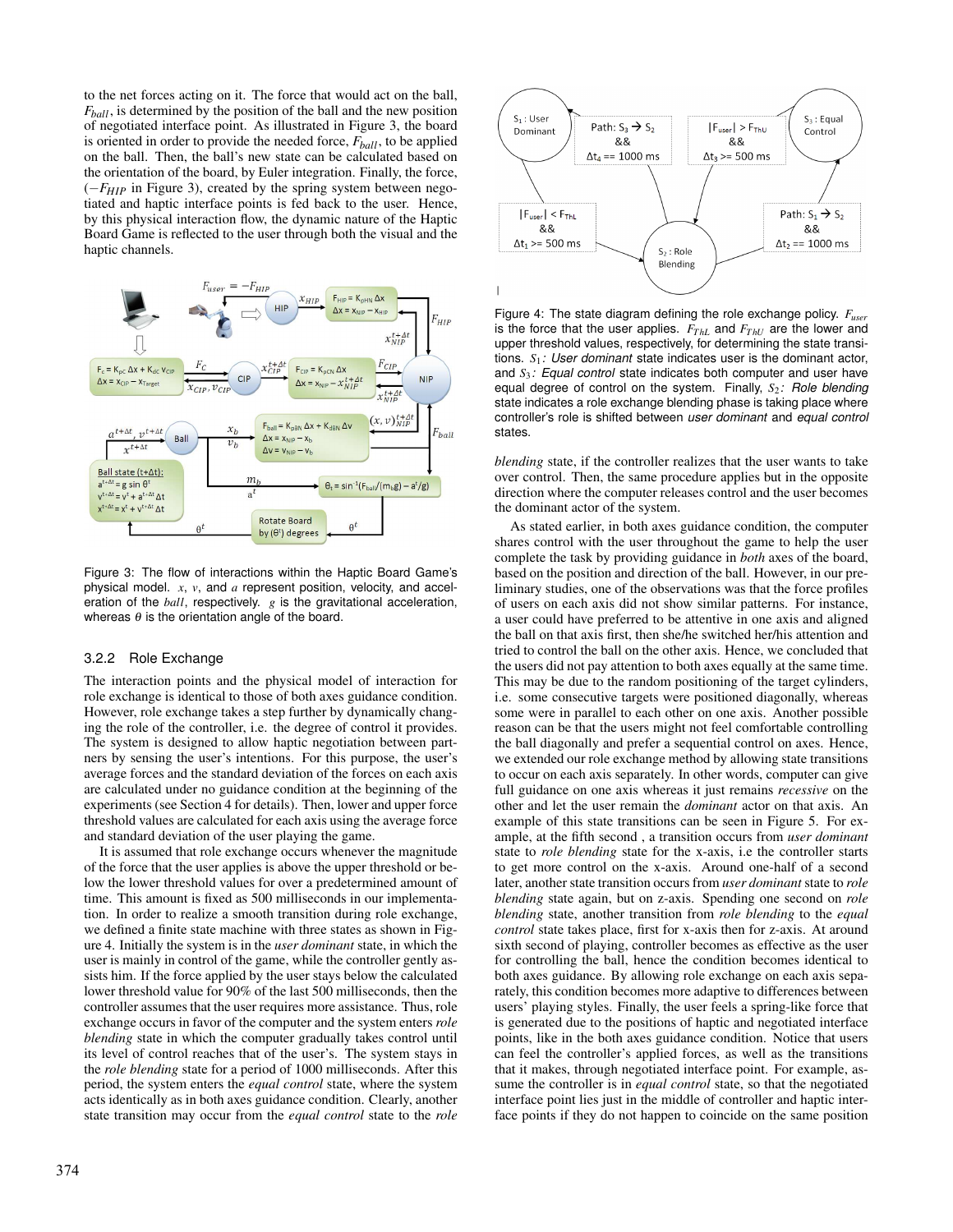to the net forces acting on it. The force that would act on the ball, $F_{ball}$, is determined by the position of the ball and the new position of negotiated interface point. As illustrated in Figure 3, the board is oriented in order to provide the needed force, $F_{ball}$, to be applied on the ball. Then, the ball's new state can be calculated based on the orientation of the board, by Euler integration. Finally, the force, ($-F_{HIP}$ in Figure 3), created by the spring system between negotiated and haptic interface points is fed back to the user. Hence, by this physical interaction flow, the dynamic nature of the Haptic Board Game is reflected to the user through both the visual and the haptic channels.

Figure 3: The flow of interactions within the Haptic Board Game's physical model. $x$, $v$, and $a$ represent position, velocity, and acceleration of the *ball*, respectively. $g$ is the gravitational acceleration, whereas $\theta$ is the orientation angle of the board.

### 3.2.2 Role Exchange

The interaction points and the physical model of interaction for role exchange is identical to those of both axes guidance condition. However, role exchange takes a step further by dynamically changing the role of the controller, i.e. the degree of control it provides. The system is designed to allow haptic negotiation between partners by sensing the user's intentions. For this purpose, the user's average forces and the standard deviation of the forces on each axis are calculated under no guidance condition at the beginning of the experiments (see Section 4 for details). Then, lower and upper force threshold values are calculated for each axis using the average force and standard deviation of the user playing the game.

It is assumed that role exchange occurs whenever the magnitude of the force that the user applies is above the upper threshold or below the lower threshold values for over a predetermined amount of time. This amount is fixed as 500 milliseconds in our implementation. In order to realize a smooth transition during role exchange, we defined a finite state machine with three states as shown in Figure 4. Initially the system is in the *user dominant* state, in which the user is mainly in control of the game, while the controller gently assists him. If the force applied by the user stays below the calculated lower threshold value for 90% of the last 500 milliseconds, then the controller assumes that the user requires more assistance. Thus, role exchange occurs in favor of the computer and the system enters *role blending* state in which the computer gradually takes control until its level of control reaches that of the user's. The system stays in the *role blending* state for a period of 1000 milliseconds. After this period, the system enters the *equal control* state, where the system acts identically as in both axes guidance condition. Clearly, another state transition may occur from the *equal control* state to the *role blending* state, if the controller realizes that the user wants to take over control. Then, the same procedure applies but in the opposite direction where the computer releases control and the user becomes the dominant actor of the system.

Figure 4: The state diagram defining the role exchange policy. $F_{user}$ is the force that the user applies. $F_{ThL}$ and $F_{ThU}$ are the lower and upper threshold values, respectively, for determining the state transitions. $S_1$*: User dominant* state indicates user is the dominant actor, and $S_3$*: Equal control* state indicates both computer and user have equal degree of control on the system. Finally, $S_2$*: Role blending* state indicates a role exchange blending phase is taking place where controller's role is shifted between *user dominant* and *equal control* states.

As stated earlier, in both axes guidance condition, the computer shares control with the user throughout the game to help the user complete the task by providing guidance in *both* axes of the board, based on the position and direction of the ball. However, in our preliminary studies, one of the observations was that the force profiles of users on each axis did not show similar patterns. For instance, a user could have preferred to be attentive in one axis and aligned the ball on that axis first, then she/he switched her/his attention and tried to control the ball on the other axis. Hence, we concluded that the users did not pay attention to both axes equally at the same time. This may be due to the random positioning of the target cylinders, i.e. some consecutive targets were positioned diagonally, whereas some were in parallel to each other on one axis. Another possible reason can be that the users might not feel comfortable controlling the ball diagonally and prefer a sequential control on axes. Hence, we extended our role exchange method by allowing state transitions to occur on each axis separately. In other words, computer can give full guidance on one axis whereas it just remains *recessive* on the other and let the user remain the *dominant* actor on that axis. An example of this state transitions can be seen in Figure 5. For example, at the fifth second , a transition occurs from *user dominant* state to *role blending* state for the x-axis, i.e the controller starts to get more control on the x-axis. Around one-half of a second later, another state transition occurs from *user dominant* state to *role blending* state again, but on z-axis. Spending one second on *role blending* state, another transition from *role blending* to the *equal control* state takes place, first for x-axis then for z-axis. At around sixth second of playing, controller becomes as effective as the user for controlling the ball, hence the condition becomes identical to both axes guidance. By allowing role exchange on each axis separately, this condition becomes more adaptive to differences between users' playing styles. Finally, the user feels a spring-like force that is generated due to the positions of haptic and negotiated interface points, like in the both axes guidance condition. Notice that users can feel the controller's applied forces, as well as the transitions that it makes, through negotiated interface point. For example, assume the controller is in *equal control* state, so that the negotiated interface point lies just in the middle of controller and haptic interface points if they do not happen to coincide on the same position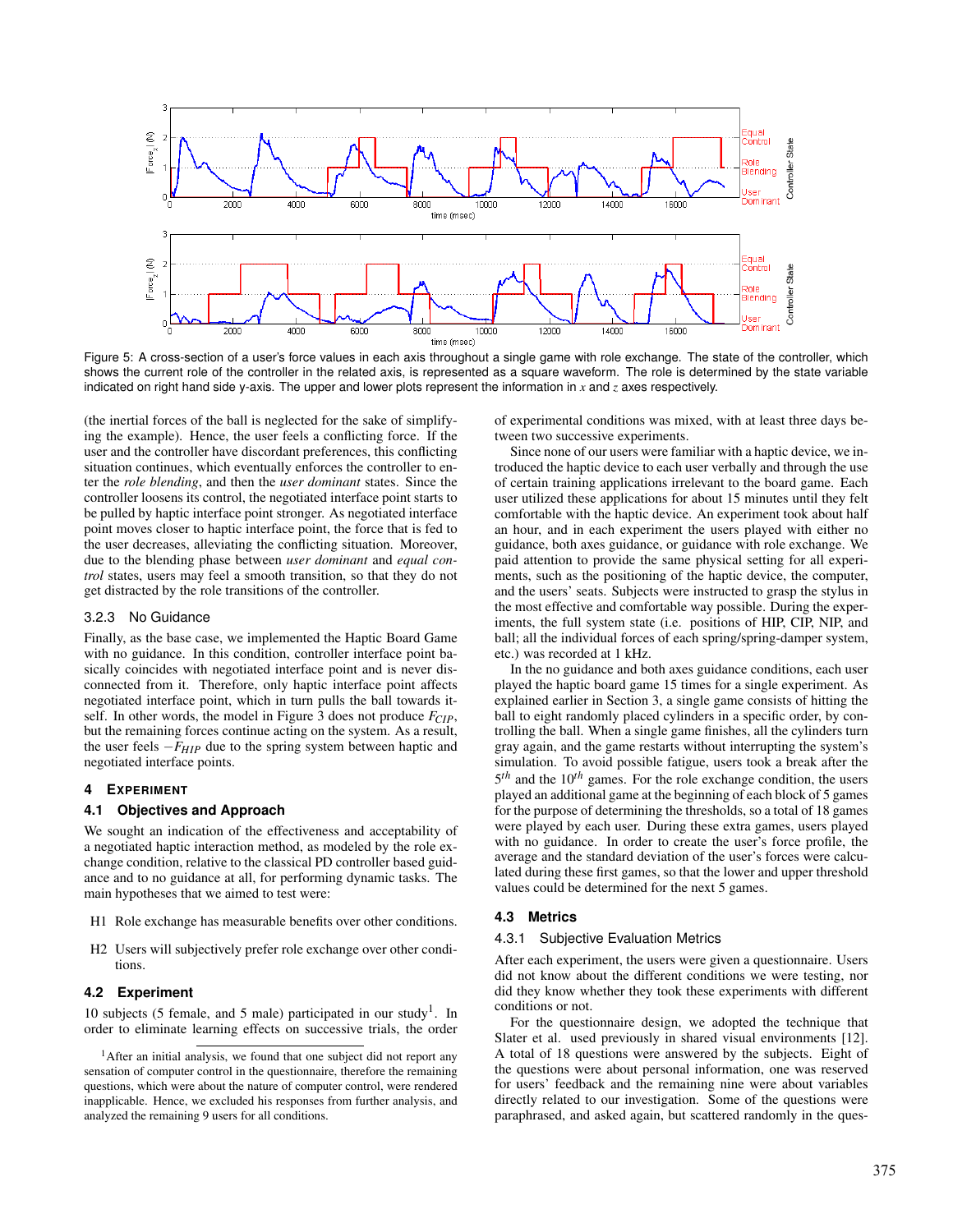Figure 5: A cross-section of a user's force values in each axis throughout a single game with role exchange. The state of the controller, which shows the current role of the controller in the related axis, is represented as a square waveform. The role is determined by the state variable indicated on right hand side y-axis. The upper and lower plots represent the information in $x$ and $z$ axes respectively.

(the inertial forces of the ball is neglected for the sake of simplifying the example). Hence, the user feels a conflicting force. If the user and the controller have discordant preferences, this conflicting situation continues, which eventually enforces the controller to enter the *role blending*, and then the *user dominant* states. Since the controller loosens its control, the negotiated interface point starts to be pulled by haptic interface point stronger. As negotiated interface point moves closer to haptic interface point, the force that is fed to the user decreases, alleviating the conflicting situation. Moreover, due to the blending phase between *user dominant* and *equal control* states, users may feel a smooth transition, so that they do not get distracted by the role transitions of the controller.

#### 3.2.3 No Guidance

Finally, as the base case, we implemented the Haptic Board Game with no guidance. In this condition, controller interface point basically coincides with negotiated interface point and is never disconnected from it. Therefore, only haptic interface point affects negotiated interface point, which in turn pulls the ball towards itself. In other words, the model in Figure 3 does not produce $F_{CIP}$, but the remaining forces continue acting on the system. As a result, the user feels $-F_{HIP}$ due to the spring system between haptic and negotiated interface points.

## 4 Experiment

### 4.1 Objectives and Approach

We sought an indication of the effectiveness and acceptability of a negotiated haptic interaction method, as modeled by the role exchange condition, relative to the classical PD controller based guidance and to no guidance at all, for performing dynamic tasks. The main hypotheses that we aimed to test were:

- H1 Role exchange has measurable benefits over other conditions.
- H2 Users will subjectively prefer role exchange over other conditions.

### 4.2 Experiment

10 subjects (5 female, and 5 male) participated in our study[1]. In order to eliminate learning effects on successive trials, the order of experimental conditions was mixed, with at least three days between two successive experiments.

Since none of our users were familiar with a haptic device, we introduced the haptic device to each user verbally and through the use of certain training applications irrelevant to the board game. Each user utilized these applications for about 15 minutes until they felt comfortable with the haptic device. An experiment took about half an hour, and in each experiment the users played with either no guidance, both axes guidance, or guidance with role exchange. We paid attention to provide the same physical setting for all experiments, such as the positioning of the haptic device, the computer, and the users' seats. Subjects were instructed to grasp the stylus in the most effective and comfortable way possible. During the experiments, the full system state (i.e. positions of HIP, CIP, NIP, and ball; all the individual forces of each spring/spring-damper system, etc.) was recorded at 1 kHz.

In the no guidance and both axes guidance conditions, each user played the haptic board game 15 times for a single experiment. As explained earlier in Section 3, a single game consists of hitting the ball to eight randomly placed cylinders in a specific order, by controlling the ball. When a single game finishes, all the cylinders turn gray again, and the game restarts without interrupting the system's simulation. To avoid possible fatigue, users took a break after the $5^{th}$ and the $10^{th}$ games. For the role exchange condition, the users played an additional game at the beginning of each block of 5 games for the purpose of determining the thresholds, so a total of 18 games were played by each user. During these extra games, users played with no guidance. In order to create the user's force profile, the average and the standard deviation of the user's forces were calculated during these first games, so that the lower and upper threshold values could be determined for the next 5 games.

### 4.3 Metrics

#### 4.3.1 Subjective Evaluation Metrics

After each experiment, the users were given a questionnaire. Users did not know about the different conditions we were testing, nor did they know whether they took these experiments with different conditions or not.

For the questionnaire design, we adopted the technique that Slater et al. used previously in shared visual environments [12]. A total of 18 questions were answered by the subjects. Eight of the questions were about personal information, one was reserved for users' feedback and the remaining nine were about variables directly related to our investigation. Some of the questions were paraphrased, and asked again, but scattered randomly in the ques-

[1] After an initial analysis, we found that one subject did not report any sensation of computer control in the questionnaire, therefore the remaining questions, which were about the nature of computer control, were rendered inapplicable. Hence, we excluded his responses from further analysis, and analyzed the remaining 9 users for all conditions.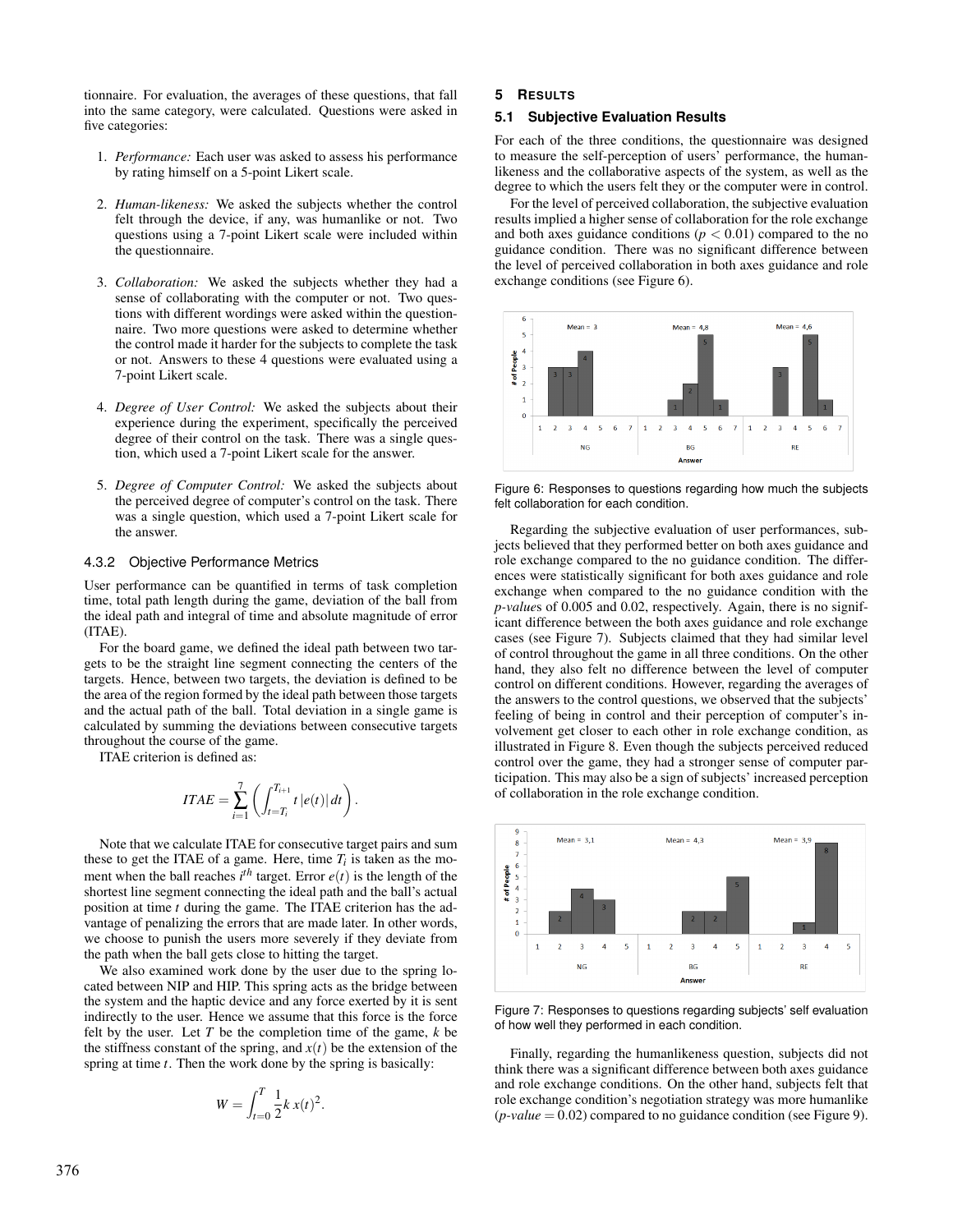tionnaire. For evaluation, the averages of these questions, that fall into the same category, were calculated. Questions were asked in five categories:

1. *Performance:* Each user was asked to assess his performance by rating himself on a 5-point Likert scale.

2. *Human-likeness:* We asked the subjects whether the control felt through the device, if any, was humanlike or not. Two questions using a 7-point Likert scale were included within the questionnaire.

3. *Collaboration:* We asked the subjects whether they had a sense of collaborating with the computer or not. Two questions with different wordings were asked within the questionnaire. Two more questions were asked to determine whether the control made it harder for the subjects to complete the task or not. Answers to these 4 questions were evaluated using a 7-point Likert scale.

4. *Degree of User Control:* We asked the subjects about their experience during the experiment, specifically the perceived degree of their control on the task. There was a single question, which used a 7-point Likert scale for the answer.

5. *Degree of Computer Control:* We asked the subjects about the perceived degree of computer's control on the task. There was a single question, which used a 7-point Likert scale for the answer.

#### 4.3.2 Objective Performance Metrics

User performance can be quantified in terms of task completion time, total path length during the game, deviation of the ball from the ideal path and integral of time and absolute magnitude of error (ITAE).

For the board game, we defined the ideal path between two targets to be the straight line segment connecting the centers of the targets. Hence, between two targets, the deviation is defined to be the area of the region formed by the ideal path between those targets and the actual path of the ball. Total deviation in a single game is calculated by summing the deviations between consecutive targets throughout the course of the game.

ITAE criterion is defined as:

$$ITAE = \sum_{i=1}^{7} \left( \int_{t=T_i}^{T_{i+1}} t\,|e(t)|\,dt \right).$$

Note that we calculate ITAE for consecutive target pairs and sum these to get the ITAE of a game. Here, time $T_i$ is taken as the moment when the ball reaches $i^{th}$ target. Error $e(t)$ is the length of the shortest line segment connecting the ideal path and the ball's actual position at time $t$ during the game. The ITAE criterion has the advantage of penalizing the errors that are made later. In other words, we choose to punish the users more severely if they deviate from the path when the ball gets close to hitting the target.

We also examined work done by the user due to the spring located between NIP and HIP. This spring acts as the bridge between the system and the haptic device and any force exerted by it is sent indirectly to the user. Hence we assume that this force is the force felt by the user. Let $T$ be the completion time of the game, $k$ be the stiffness constant of the spring, and $x(t)$ be the extension of the spring at time $t$. Then the work done by the spring is basically:

$$W = \int_{t=0}^{T} \frac{1}{2} k\, x(t)^2.$$

## 5 Results

### 5.1 Subjective Evaluation Results

For each of the three conditions, the questionnaire was designed to measure the self-perception of users' performance, the human-likeness and the collaborative aspects of the system, as well as the degree to which the users felt they or the computer were in control.

For the level of perceived collaboration, the subjective evaluation results implied a higher sense of collaboration for the role exchange and both axes guidance conditions ($p < 0.01$) compared to the no guidance condition. There was no significant difference between the level of perceived collaboration in both axes guidance and role exchange conditions (see Figure 6).

Figure 6: Responses to questions regarding how much the subjects felt collaboration for each condition.

Regarding the subjective evaluation of user performances, subjects believed that they performed better on both axes guidance and role exchange compared to the no guidance condition. The differences were statistically significant for both axes guidance and role exchange when compared to the no guidance condition with the *p-value*s of 0.005 and 0.02, respectively. Again, there is no significant difference between the both axes guidance and role exchange cases (see Figure 7). Subjects claimed that they had similar level of control throughout the game in all three conditions. On the other hand, they also felt no difference between the level of computer control on different conditions. However, regarding the averages of the answers to the control questions, we observed that the subjects' feeling of being in control and their perception of computer's involvement get closer to each other in role exchange condition, as illustrated in Figure 8. Even though the subjects perceived reduced control over the game, they had a stronger sense of computer participation. This may also be a sign of subjects' increased perception of collaboration in the role exchange condition.

Figure 7: Responses to questions regarding subjects' self evaluation of how well they performed in each condition.

Finally, regarding the humanlikeness question, subjects did not think there was a significant difference between both axes guidance and role exchange conditions. On the other hand, subjects felt that role exchange condition's negotiation strategy was more humanlike (*p-value* = 0.02) compared to no guidance condition (see Figure 9).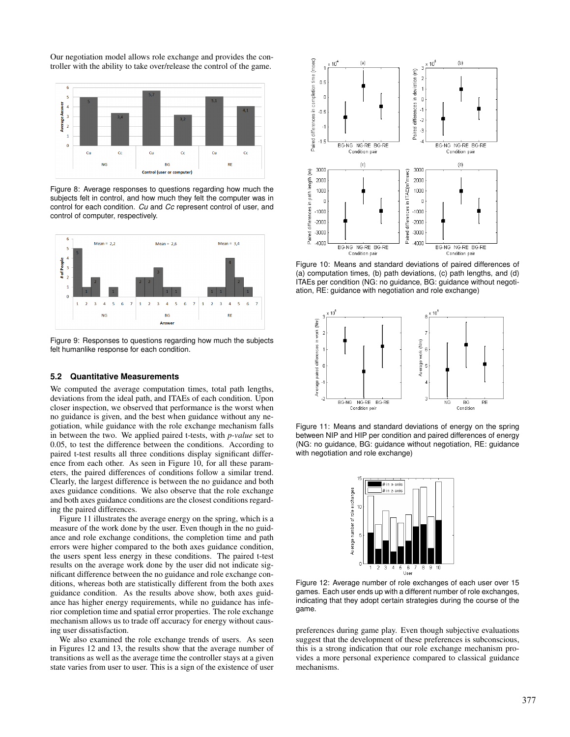Our negotiation model allows role exchange and provides the controller with the ability to take over/release the control of the game.

Figure 8: Average responses to questions regarding how much the subjects felt in control, and how much they felt the computer was in control for each condition. *Cu* and *Cc* represent control of user, and control of computer, respectively.

Figure 9: Responses to questions regarding how much the subjects felt humanlike response for each condition.

### 5.2 Quantitative Measurements

We computed the average computation times, total path lengths, deviations from the ideal path, and ITAEs of each condition. Upon closer inspection, we observed that performance is the worst when no guidance is given, and the best when guidance without any negotiation, while guidance with the role exchange mechanism falls in between the two. We applied paired t-tests, with *p-value* set to 0.05, to test the difference between the conditions. According to paired t-test results all three conditions display significant difference from each other. As seen in Figure 10, for all these parameters, the paired differences of conditions follow a similar trend. Clearly, the largest difference is between the no guidance and both axes guidance conditions. We also observe that the role exchange and both axes guidance conditions are the closest conditions regarding the paired differences.

Figure 11 illustrates the average energy on the spring, which is a measure of the work done by the user. Even though in the no guidance and role exchange conditions, the completion time and path errors were higher compared to the both axes guidance condition, the users spent less energy in these conditions. The paired t-test results on the average work done by the user did not indicate significant difference between the no guidance and role exchange conditions, whereas both are statistically different from the both axes guidance condition. As the results above show, both axes guidance has higher energy requirements, while no guidance has inferior completion time and spatial error properties. The role exchange mechanism allows us to trade off accuracy for energy without causing user dissatisfaction.

We also examined the role exchange trends of users. As seen in Figures 12 and 13, the results show that the average number of transitions as well as the average time the controller stays at a given state varies from user to user. This is a sign of the existence of user preferences during game play. Even though subjective evaluations suggest that the development of these preferences is subconscious, this is a strong indication that our role exchange mechanism provides a more personal experience compared to classical guidance mechanisms.

Figure 10: Means and standard deviations of paired differences of (a) computation times, (b) path deviations, (c) path lengths, and (d) ITAEs per condition (NG: no guidance, BG: guidance without negotiation, RE: guidance with negotiation and role exchange)

Figure 11: Means and standard deviations of energy on the spring between NIP and HIP per condition and paired differences of energy (NG: no guidance, BG: guidance without negotiation, RE: guidance with negotiation and role exchange)

Figure 12: Average number of role exchanges of each user over 15 games. Each user ends up with a different number of role exchanges, indicating that they adopt certain strategies during the course of the game.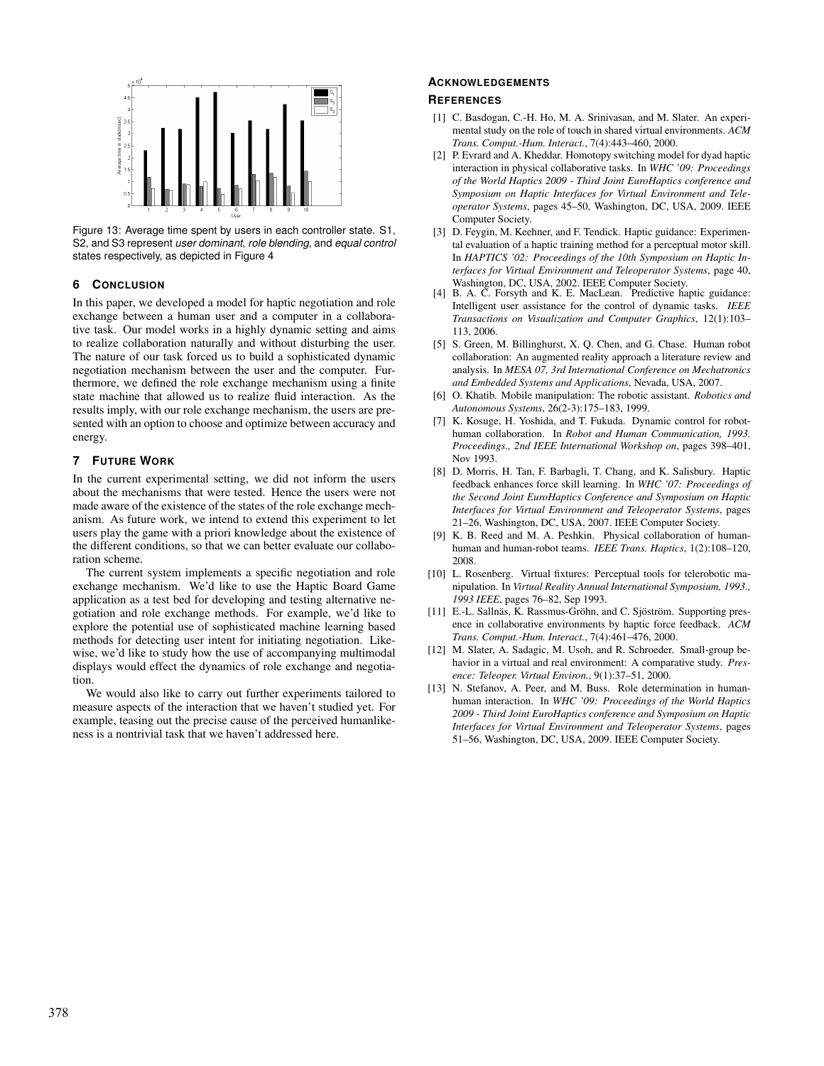x 10^4

5

4.5

4

3.5

3

2.5

2

1.5

1

0.5

0

Average time in state(msec)

1 2 3 4 5 6 7 8 9 10

User

S1

S2

S3

Figure 13: Average time spent by users in each controller state. S1, S2, and S3 represent *user dominant*, *role blending*, and *equal control* states respectively, as depicted in Figure 4

## 6 Conclusion

In this paper, we developed a model for haptic negotiation and role exchange between a human user and a computer in a collaborative task. Our model works in a highly dynamic setting and aims to realize collaboration naturally and without disturbing the user. The nature of our task forced us to build a sophisticated dynamic negotiation mechanism between the user and the computer. Furthermore, we defined the role exchange mechanism using a finite state machine that allowed us to realize fluid interaction. As the results imply, with our role exchange mechanism, the users are presented with an option to choose and optimize between accuracy and energy.

## 7 Future Work

In the current experimental setting, we did not inform the users about the mechanisms that were tested. Hence the users were not made aware of the existence of the states of the role exchange mechanism. As future work, we intend to extend this experiment to let users play the game with a priori knowledge about the existence of the different conditions, so that we can better evaluate our collaboration scheme.

The current system implements a specific negotiation and role exchange mechanism. We'd like to use the Haptic Board Game application as a test bed for developing and testing alternative negotiation and role exchange methods. For example, we'd like to explore the potential use of sophisticated machine learning based methods for detecting user intent for initiating negotiation. Likewise, we'd like to study how the use of accompanying multimodal displays would effect the dynamics of role exchange and negotiation.

We would also like to carry out further experiments tailored to measure aspects of the interaction that we haven't studied yet. For example, teasing out the precise cause of the perceived humanlikeness is a nontrivial task that we haven't addressed here.

## Acknowledgements

## References

[1] C. Basdogan, C.-H. Ho, M. A. Srinivasan, and M. Slater. An experimental study on the role of touch in shared virtual environments. *ACM Trans. Comput.-Hum. Interact.*, 7(4):443–460, 2000.

[2] P. Evrard and A. Kheddar. Homotopy switching model for dyad haptic interaction in physical collaborative tasks. In *WHC '09: Proceedings of the World Haptics 2009 - Third Joint EuroHaptics conference and Symposium on Haptic Interfaces for Virtual Environment and Teleoperator Systems*, pages 45–50, Washington, DC, USA, 2009. IEEE Computer Society.

[3] D. Feygin, M. Keehner, and F. Tendick. Haptic guidance: Experimental evaluation of a haptic training method for a perceptual motor skill. In *HAPTICS '02: Proceedings of the 10th Symposium on Haptic Interfaces for Virtual Environment and Teleoperator Systems*, page 40, Washington, DC, USA, 2002. IEEE Computer Society.

[4] B. A. C. Forsyth and K. E. MacLean. Predictive haptic guidance: Intelligent user assistance for the control of dynamic tasks. *IEEE Transactions on Visualization and Computer Graphics*, 12(1):103–113, 2006.

[5] S. Green, M. Billinghurst, X. Q. Chen, and G. Chase. Human robot collaboration: An augmented reality approach a literature review and analysis. In *MESA 07, 3rd International Conference on Mechatronics and Embedded Systems and Applications*, Nevada, USA, 2007.

[6] O. Khatib. Mobile manipulation: The robotic assistant. *Robotics and Autonomous Systems*, 26(2-3):175–183, 1999.

[7] K. Kosuge, H. Yoshida, and T. Fukuda. Dynamic control for robot-human collaboration. In *Robot and Human Communication, 1993. Proceedings., 2nd IEEE International Workshop on*, pages 398–401, Nov 1993.

[8] D. Morris, H. Tan, F. Barbagli, T. Chang, and K. Salisbury. Haptic feedback enhances force skill learning. In *WHC '07: Proceedings of the Second Joint EuroHaptics Conference and Symposium on Haptic Interfaces for Virtual Environment and Teleoperator Systems*, pages 21–26, Washington, DC, USA, 2007. IEEE Computer Society.

[9] K. B. Reed and M. A. Peshkin. Physical collaboration of human-human and human-robot teams. *IEEE Trans. Haptics*, 1(2):108–120, 2008.

[10] L. Rosenberg. Virtual fixtures: Perceptual tools for telerobotic manipulation. In *Virtual Reality Annual International Symposium, 1993., 1993 IEEE*, pages 76–82, Sep 1993.

[11] E.-L. Sallnäs, K. Rassmus-Gröhn, and C. Sjöström. Supporting presence in collaborative environments by haptic force feedback. *ACM Trans. Comput.-Hum. Interact.*, 7(4):461–476, 2000.

[12] M. Slater, A. Sadagic, M. Usoh, and R. Schroeder. Small-group behavior in a virtual and real environment: A comparative study. *Presence: Teleoper. Virtual Environ.*, 9(1):37–51, 2000.

[13] N. Stefanov, A. Peer, and M. Buss. Role determination in human-human interaction. In *WHC '09: Proceedings of the World Haptics 2009 - Third Joint EuroHaptics conference and Symposium on Haptic Interfaces for Virtual Environment and Teleoperator Systems*, pages 51–56, Washington, DC, USA, 2009. IEEE Computer Society.